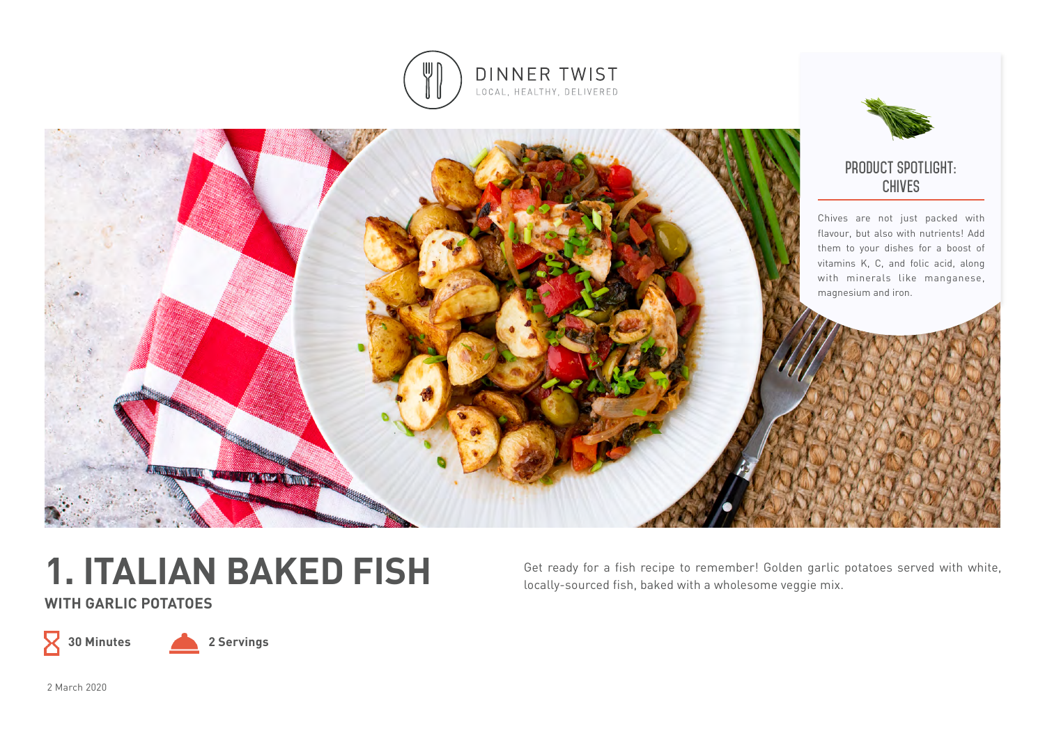DINNER TWIST
LOCAL, HEALTHY, DELIVERED

## PRODUCT SPOTLIGHT: CHIVES

Chives are not just packed with flavour, but also with nutrients! Add them to your dishes for a boost of vitamins K, C, and folic acid, along with minerals like manganese, magnesium and iron.

# 1. ITALIAN BAKED FISH

### WITH GARLIC POTATOES

Get ready for a fish recipe to remember! Golden garlic potatoes served with white, locally-sourced fish, baked with a wholesome veggie mix.

**30 Minutes**

**2 Servings**

2 March 2020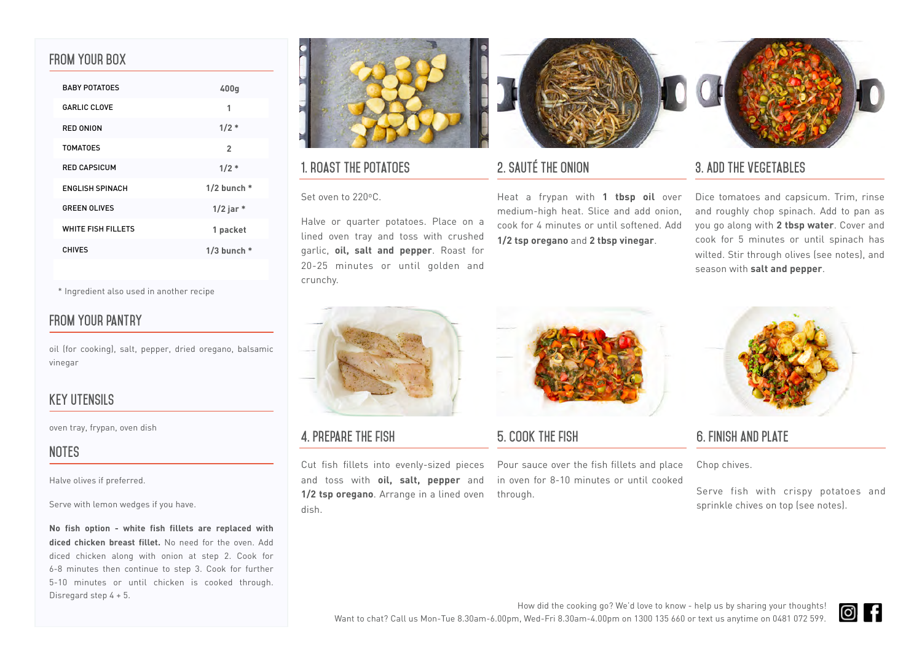## FROM YOUR BOX

| | |
|---|---|
| BABY POTATOES | 400g |
| GARLIC CLOVE | 1 |
| RED ONION | 1/2 * |
| TOMATOES | 2 |
| RED CAPSICUM | 1/2 * |
| ENGLISH SPINACH | 1/2 bunch * |
| GREEN OLIVES | 1/2 jar * |
| WHITE FISH FILLETS | 1 packet |
| CHIVES | 1/3 bunch * |

* Ingredient also used in another recipe

## FROM YOUR PANTRY

oil (for cooking), salt, pepper, dried oregano, balsamic vinegar

## KEY UTENSILS

oven tray, frypan, oven dish

## NOTES

Halve olives if preferred.

Serve with lemon wedges if you have.

**No fish option - white fish fillets are replaced with diced chicken breast fillet.** No need for the oven. Add diced chicken along with onion at step 2. Cook for 6-8 minutes then continue to step 3. Cook for further 5-10 minutes or until chicken is cooked through. Disregard step 4 + 5.

## 1. ROAST THE POTATOES

Set oven to 220°C.

Halve or quarter potatoes. Place on a lined oven tray and toss with crushed garlic, **oil, salt and pepper**. Roast for 20-25 minutes or until golden and crunchy.

## 2. SAUTÉ THE ONION

Heat a frypan with **1 tbsp oil** over medium-high heat. Slice and add onion, cook for 4 minutes or until softened. Add **1/2 tsp oregano** and **2 tbsp vinegar**.

## 3. ADD THE VEGETABLES

Dice tomatoes and capsicum. Trim, rinse and roughly chop spinach. Add to pan as you go along with **2 tbsp water**. Cover and cook for 5 minutes or until spinach has wilted. Stir through olives (see notes), and season with **salt and pepper**.

## 4. PREPARE THE FISH

Cut fish fillets into evenly-sized pieces and toss with **oil, salt, pepper** and **1/2 tsp oregano**. Arrange in a lined oven dish.

## 5. COOK THE FISH

Pour sauce over the fish fillets and place in oven for 8-10 minutes or until cooked through.

## 6. FINISH AND PLATE

Chop chives.

Serve fish with crispy potatoes and sprinkle chives on top (see notes).

How did the cooking go? We'd love to know - help us by sharing your thoughts!
Want to chat? Call us Mon-Tue 8.30am-6.00pm, Wed-Fri 8.30am-4.00pm on 1300 135 660 or text us anytime on 0481 072 599.